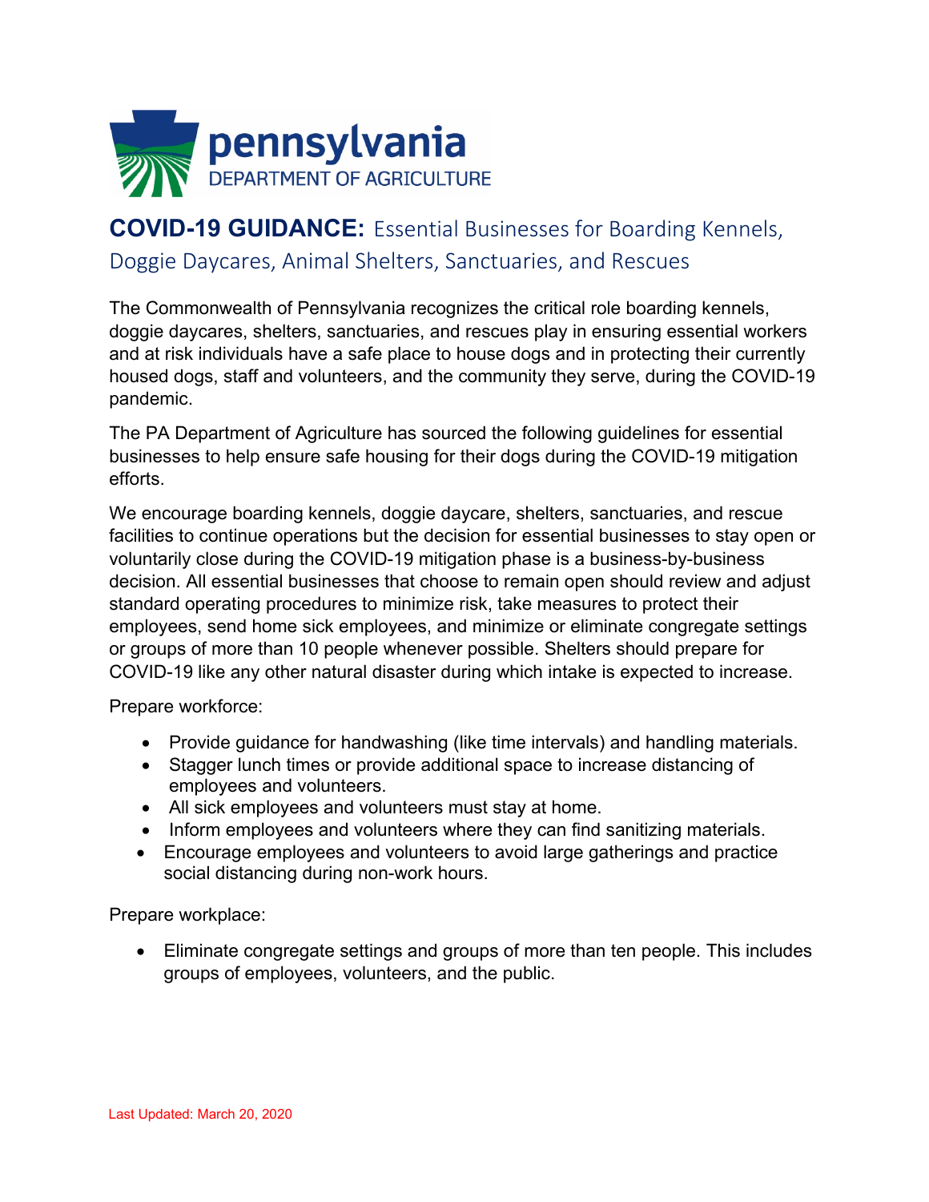pennsylvania
DEPARTMENT OF AGRICULTURE

# COVID-19 GUIDANCE: Essential Businesses for Boarding Kennels, Doggie Daycares, Animal Shelters, Sanctuaries, and Rescues

The Commonwealth of Pennsylvania recognizes the critical role boarding kennels, doggie daycares, shelters, sanctuaries, and rescues play in ensuring essential workers and at risk individuals have a safe place to house dogs and in protecting their currently housed dogs, staff and volunteers, and the community they serve, during the COVID-19 pandemic.

The PA Department of Agriculture has sourced the following guidelines for essential businesses to help ensure safe housing for their dogs during the COVID-19 mitigation efforts.

We encourage boarding kennels, doggie daycare, shelters, sanctuaries, and rescue facilities to continue operations but the decision for essential businesses to stay open or voluntarily close during the COVID-19 mitigation phase is a business-by-business decision. All essential businesses that choose to remain open should review and adjust standard operating procedures to minimize risk, take measures to protect their employees, send home sick employees, and minimize or eliminate congregate settings or groups of more than 10 people whenever possible. Shelters should prepare for COVID-19 like any other natural disaster during which intake is expected to increase.

Prepare workforce:

- Provide guidance for handwashing (like time intervals) and handling materials.
- Stagger lunch times or provide additional space to increase distancing of employees and volunteers.
- All sick employees and volunteers must stay at home.
- Inform employees and volunteers where they can find sanitizing materials.
- Encourage employees and volunteers to avoid large gatherings and practice social distancing during non-work hours.

Prepare workplace:

- Eliminate congregate settings and groups of more than ten people. This includes groups of employees, volunteers, and the public.

Last Updated: March 20, 2020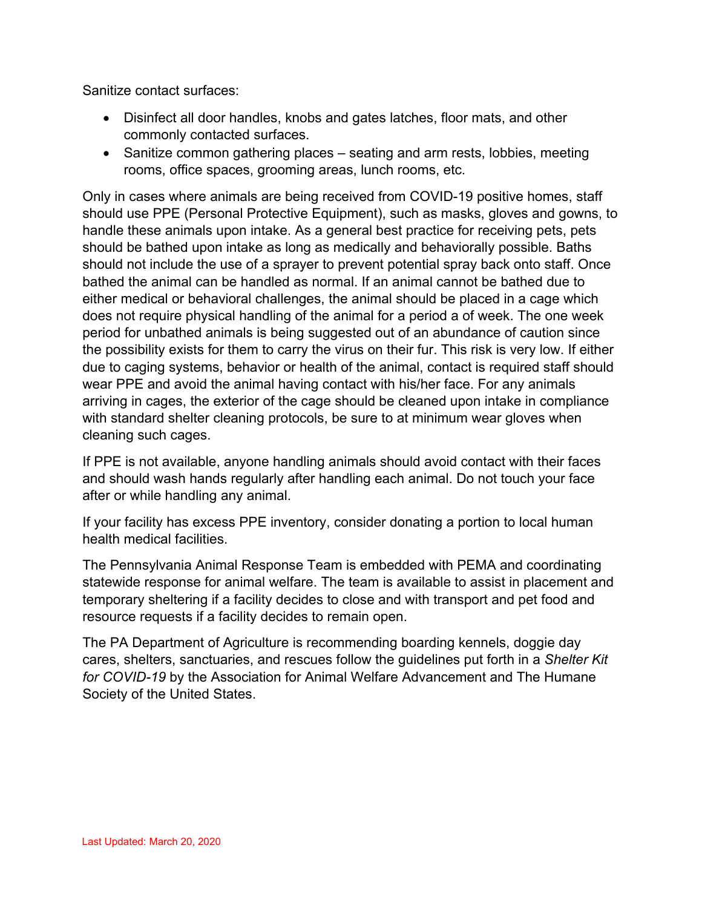Sanitize contact surfaces:

- Disinfect all door handles, knobs and gates latches, floor mats, and other commonly contacted surfaces.
- Sanitize common gathering places – seating and arm rests, lobbies, meeting rooms, office spaces, grooming areas, lunch rooms, etc.

Only in cases where animals are being received from COVID-19 positive homes, staff should use PPE (Personal Protective Equipment), such as masks, gloves and gowns, to handle these animals upon intake. As a general best practice for receiving pets, pets should be bathed upon intake as long as medically and behaviorally possible. Baths should not include the use of a sprayer to prevent potential spray back onto staff. Once bathed the animal can be handled as normal. If an animal cannot be bathed due to either medical or behavioral challenges, the animal should be placed in a cage which does not require physical handling of the animal for a period a of week. The one week period for unbathed animals is being suggested out of an abundance of caution since the possibility exists for them to carry the virus on their fur. This risk is very low. If either due to caging systems, behavior or health of the animal, contact is required staff should wear PPE and avoid the animal having contact with his/her face. For any animals arriving in cages, the exterior of the cage should be cleaned upon intake in compliance with standard shelter cleaning protocols, be sure to at minimum wear gloves when cleaning such cages.

If PPE is not available, anyone handling animals should avoid contact with their faces and should wash hands regularly after handling each animal. Do not touch your face after or while handling any animal.

If your facility has excess PPE inventory, consider donating a portion to local human health medical facilities.

The Pennsylvania Animal Response Team is embedded with PEMA and coordinating statewide response for animal welfare. The team is available to assist in placement and temporary sheltering if a facility decides to close and with transport and pet food and resource requests if a facility decides to remain open.

The PA Department of Agriculture is recommending boarding kennels, doggie day cares, shelters, sanctuaries, and rescues follow the guidelines put forth in a *Shelter Kit for COVID-19* by the Association for Animal Welfare Advancement and The Humane Society of the United States.

Last Updated: March 20, 2020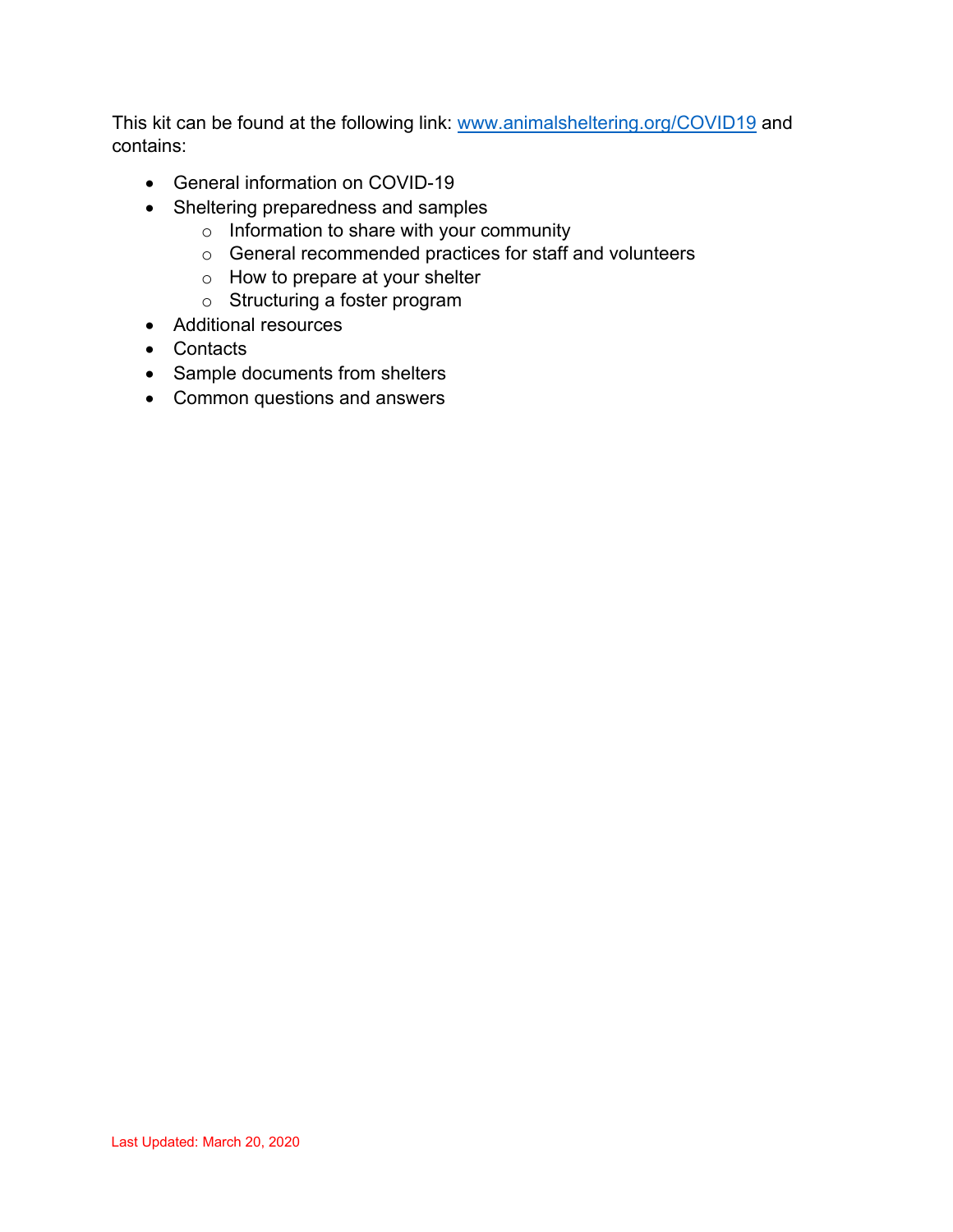This kit can be found at the following link: [www.animalsheltering.org/COVID19](http://www.animalsheltering.org/COVID19) and contains:

- General information on COVID-19
- Sheltering preparedness and samples
  - Information to share with your community
  - General recommended practices for staff and volunteers
  - How to prepare at your shelter
  - Structuring a foster program
- Additional resources
- Contacts
- Sample documents from shelters
- Common questions and answers

Last Updated: March 20, 2020